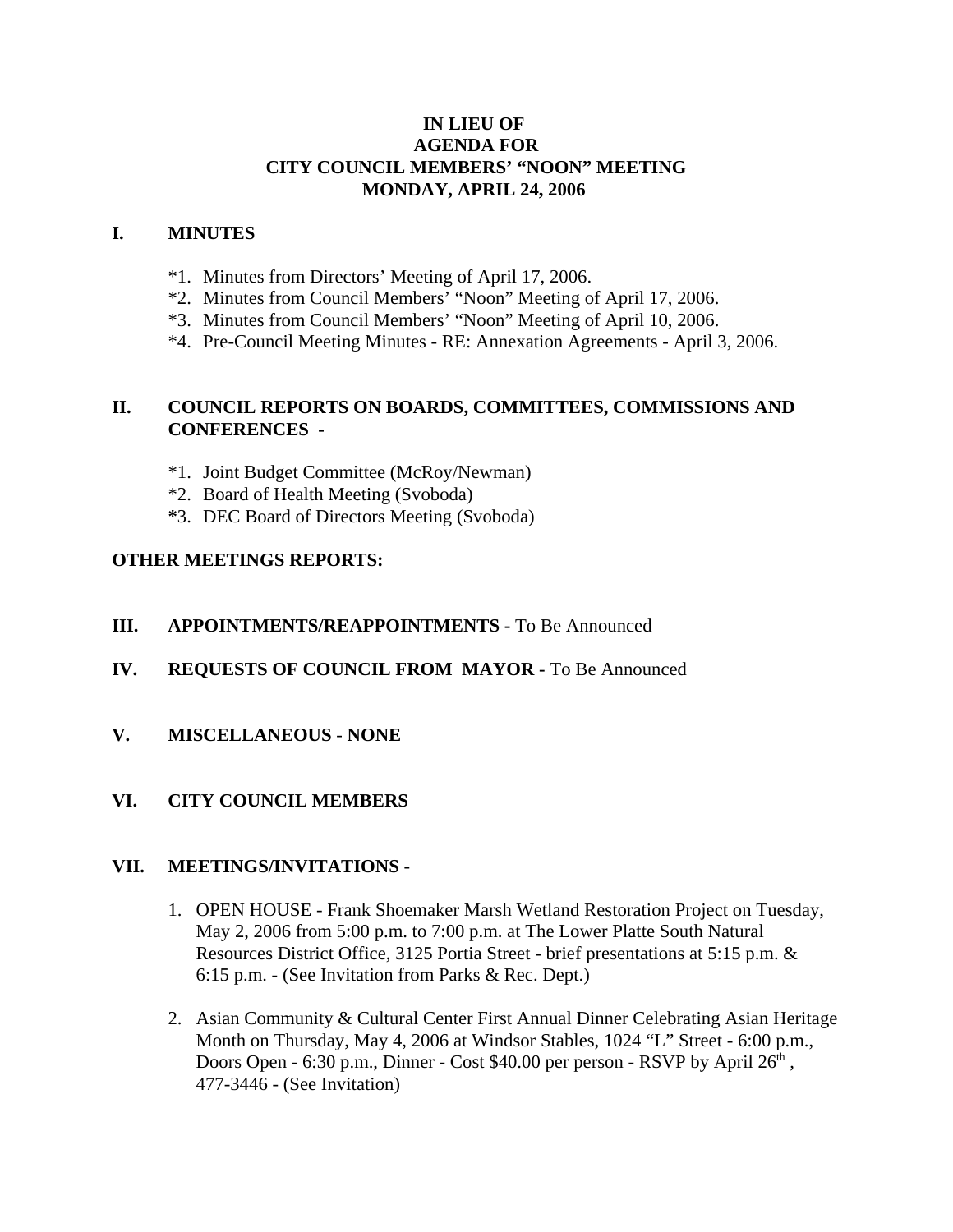# IN LIEU OF
# AGENDA FOR
# CITY COUNCIL MEMBERS' "NOON" MEETING
# MONDAY, APRIL 24, 2006

## I. MINUTES

*1. Minutes from Directors' Meeting of April 17, 2006.
*2. Minutes from Council Members' "Noon" Meeting of April 17, 2006.
*3. Minutes from Council Members' "Noon" Meeting of April 10, 2006.
*4. Pre-Council Meeting Minutes - RE: Annexation Agreements - April 3, 2006.

## II. COUNCIL REPORTS ON BOARDS, COMMITTEES, COMMISSIONS AND CONFERENCES -

*1. Joint Budget Committee (McRoy/Newman)
*2. Board of Health Meeting (Svoboda)
**\***3. DEC Board of Directors Meeting (Svoboda)

## OTHER MEETINGS REPORTS:

## III. APPOINTMENTS/REAPPOINTMENTS - To Be Announced

## IV. REQUESTS OF COUNCIL FROM MAYOR - To Be Announced

## V. MISCELLANEOUS - NONE

## VI. CITY COUNCIL MEMBERS

## VII. MEETINGS/INVITATIONS -

1. OPEN HOUSE - Frank Shoemaker Marsh Wetland Restoration Project on Tuesday, May 2, 2006 from 5:00 p.m. to 7:00 p.m. at The Lower Platte South Natural Resources District Office, 3125 Portia Street - brief presentations at 5:15 p.m. & 6:15 p.m. - (See Invitation from Parks & Rec. Dept.)

2. Asian Community & Cultural Center First Annual Dinner Celebrating Asian Heritage Month on Thursday, May 4, 2006 at Windsor Stables, 1024 "L" Street - 6:00 p.m., Doors Open - 6:30 p.m., Dinner - Cost $40.00 per person - RSVP by April 26th , 477-3446 - (See Invitation)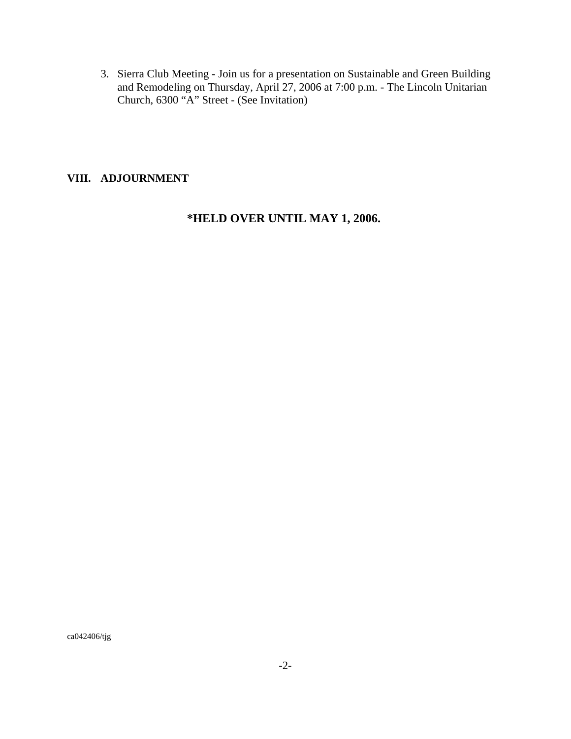3. Sierra Club Meeting - Join us for a presentation on Sustainable and Green Building and Remodeling on Thursday, April 27, 2006 at 7:00 p.m. - The Lincoln Unitarian Church, 6300 "A" Street - (See Invitation)

## VIII. ADJOURNMENT

**\*HELD OVER UNTIL MAY 1, 2006.**

ca042406/tjg